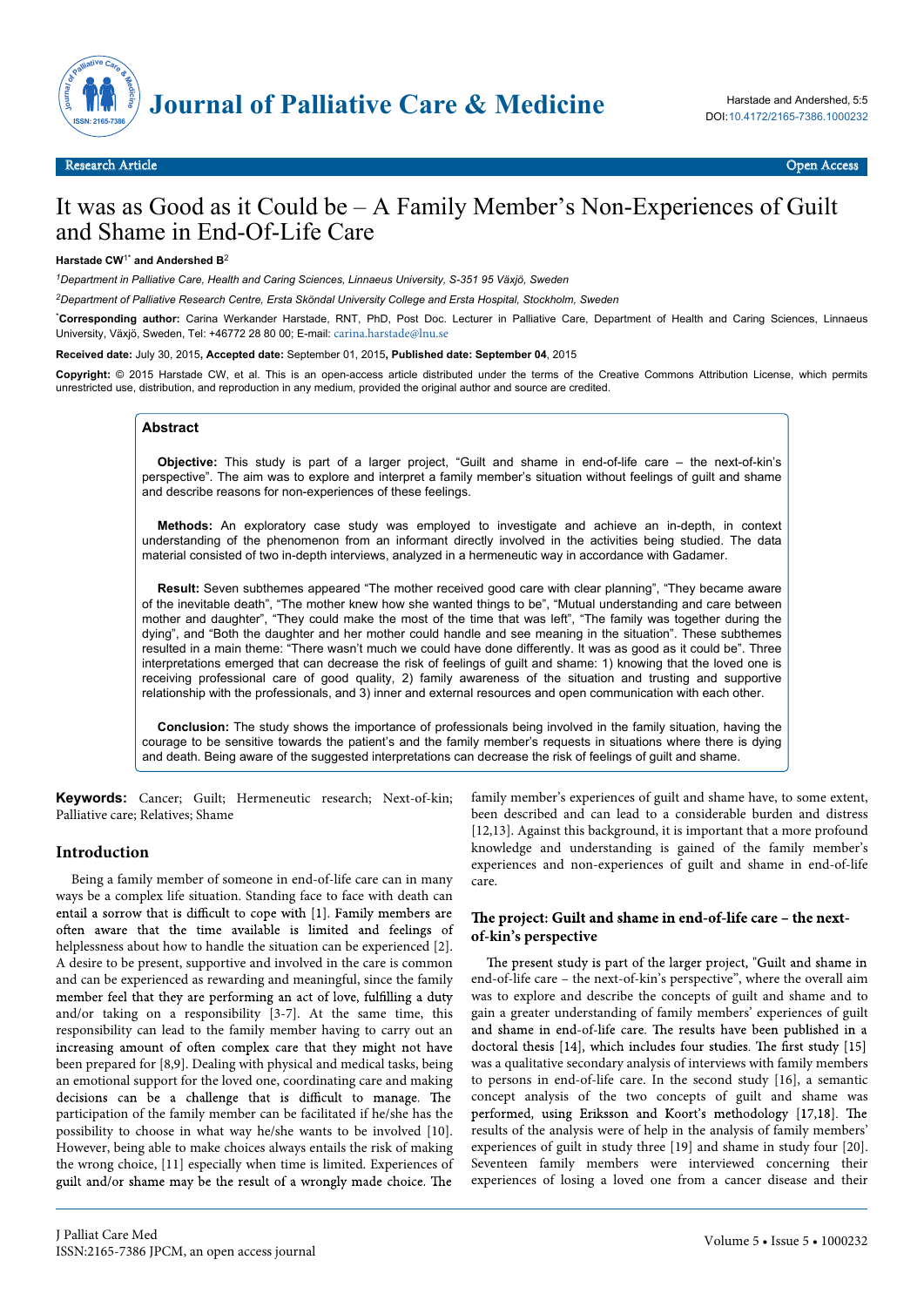Research Article

Open Access

# It was as Good as it Could be – A Family Member's Non-Experiences of Guilt and Shame in End-Of-Life Care

**Harstade CW[1*] and Andershed B[2]**

*[1]Department in Palliative Care, Health and Caring Sciences, Linnaeus University, S-351 95 Växjö, Sweden*

*[2]Department of Palliative Research Centre, Ersta Sköndal University College and Ersta Hospital, Stockholm, Sweden*

**[*]Corresponding author:** Carina Werkander Harstade, RNT, PhD, Post Doc. Lecturer in Palliative Care, Department of Health and Caring Sciences, Linnaeus University, Växjö, Sweden, Tel: +46772 28 80 00; E-mail: carina.harstade@lnu.se

**Received date:** July 30, 2015, **Accepted date:** September 01, 2015, **Published date: September 04**, 2015

**Copyright:** © 2015 Harstade CW, et al. This is an open-access article distributed under the terms of the Creative Commons Attribution License, which permits unrestricted use, distribution, and reproduction in any medium, provided the original author and source are credited.

## Abstract

**Objective:** This study is part of a larger project, "Guilt and shame in end-of-life care – the next-of-kin's perspective". The aim was to explore and interpret a family member's situation without feelings of guilt and shame and describe reasons for non-experiences of these feelings.

**Methods:** An exploratory case study was employed to investigate and achieve an in-depth, in context understanding of the phenomenon from an informant directly involved in the activities being studied. The data material consisted of two in-depth interviews, analyzed in a hermeneutic way in accordance with Gadamer.

**Result:** Seven subthemes appeared "The mother received good care with clear planning", "They became aware of the inevitable death", "The mother knew how she wanted things to be", "Mutual understanding and care between mother and daughter", "They could make the most of the time that was left", "The family was together during the dying", and "Both the daughter and her mother could handle and see meaning in the situation". These subthemes resulted in a main theme: "There wasn't much we could have done differently. It was as good as it could be". Three interpretations emerged that can decrease the risk of feelings of guilt and shame: 1) knowing that the loved one is receiving professional care of good quality, 2) family awareness of the situation and trusting and supportive relationship with the professionals, and 3) inner and external resources and open communication with each other.

**Conclusion:** The study shows the importance of professionals being involved in the family situation, having the courage to be sensitive towards the patient's and the family member's requests in situations where there is dying and death. Being aware of the suggested interpretations can decrease the risk of feelings of guilt and shame.

**Keywords:** Cancer; Guilt; Hermeneutic research; Next-of-kin; Palliative care; Relatives; Shame

## Introduction

Being a family member of someone in end-of-life care can in many ways be a complex life situation. Standing face to face with death can entail a sorrow that is difficult to cope with [1]. Family members are often aware that the time available is limited and feelings of helplessness about how to handle the situation can be experienced [2]. A desire to be present, supportive and involved in the care is common and can be experienced as rewarding and meaningful, since the family member feel that they are performing an act of love, fulfilling a duty and/or taking on a responsibility [3-7]. At the same time, this responsibility can lead to the family member having to carry out an increasing amount of often complex care that they might not have been prepared for [8,9]. Dealing with physical and medical tasks, being an emotional support for the loved one, coordinating care and making decisions can be a challenge that is difficult to manage. The participation of the family member can be facilitated if he/she has the possibility to choose in what way he/she wants to be involved [10]. However, being able to make choices always entails the risk of making the wrong choice, [11] especially when time is limited. Experiences of guilt and/or shame may be the result of a wrongly made choice. The family member's experiences of guilt and shame have, to some extent, been described and can lead to a considerable burden and distress [12,13]. Against this background, it is important that a more profound knowledge and understanding is gained of the family member's experiences and non-experiences of guilt and shame in end-of-life care.

### The project: Guilt and shame in end-of-life care – the next-of-kin's perspective

The present study is part of the larger project, "Guilt and shame in end-of-life care – the next-of-kin's perspective", where the overall aim was to explore and describe the concepts of guilt and shame and to gain a greater understanding of family members' experiences of guilt and shame in end-of-life care. The results have been published in a doctoral thesis [14], which includes four studies. The first study [15] was a qualitative secondary analysis of interviews with family members to persons in end-of-life care. In the second study [16], a semantic concept analysis of the two concepts of guilt and shame was performed, using Eriksson and Koort's methodology [17,18]. The results of the analysis were of help in the analysis of family members' experiences of guilt in study three [19] and shame in study four [20]. Seventeen family members were interviewed concerning their experiences of losing a loved one from a cancer disease and their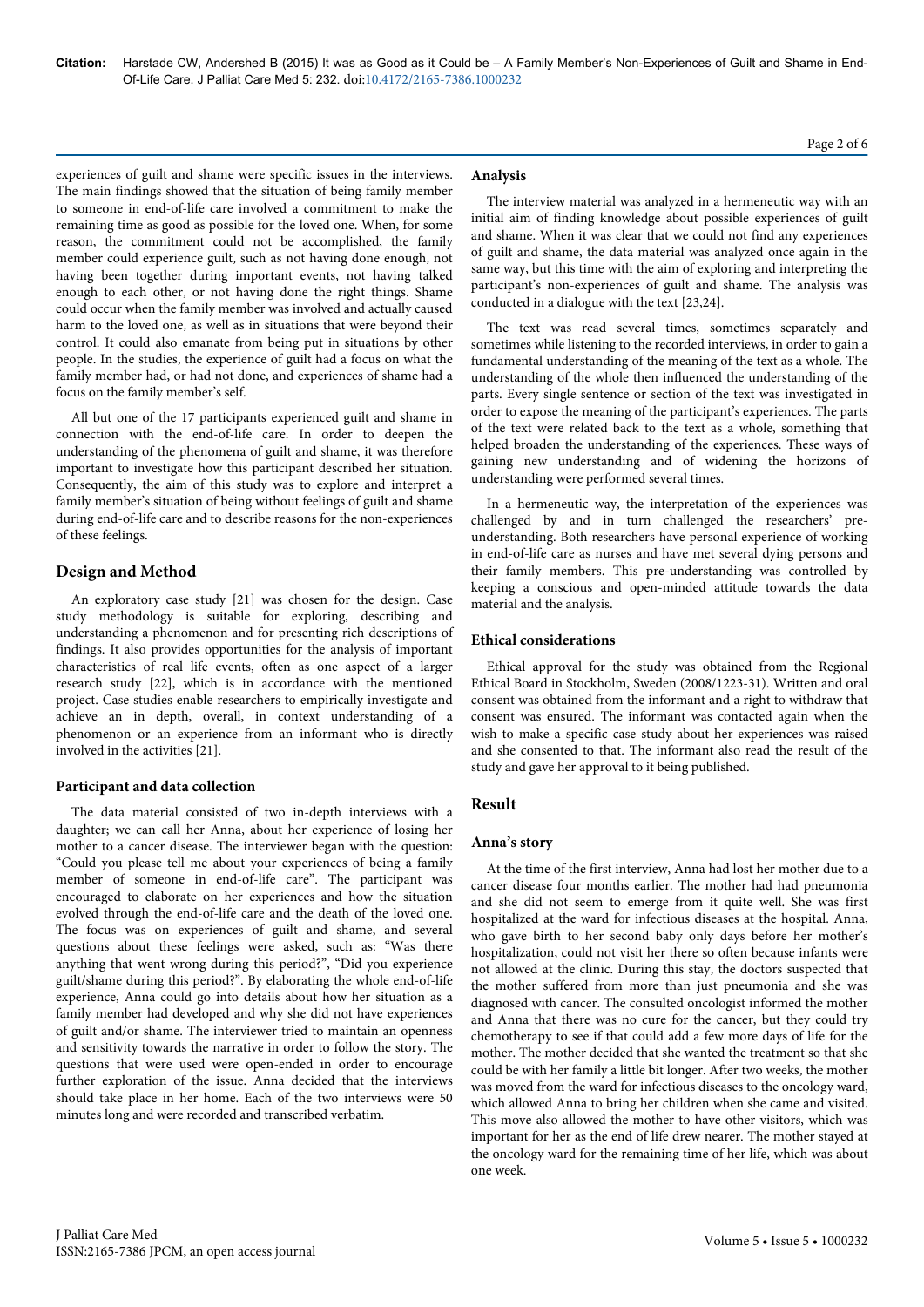experiences of guilt and shame were specific issues in the interviews. The main findings showed that the situation of being family member to someone in end-of-life care involved a commitment to make the remaining time as good as possible for the loved one. When, for some reason, the commitment could not be accomplished, the family member could experience guilt, such as not having done enough, not having been together during important events, not having talked enough to each other, or not having done the right things. Shame could occur when the family member was involved and actually caused harm to the loved one, as well as in situations that were beyond their control. It could also emanate from being put in situations by other people. In the studies, the experience of guilt had a focus on what the family member had, or had not done, and experiences of shame had a focus on the family member's self.

All but one of the 17 participants experienced guilt and shame in connection with the end-of-life care. In order to deepen the understanding of the phenomena of guilt and shame, it was therefore important to investigate how this participant described her situation. Consequently, the aim of this study was to explore and interpret a family member's situation of being without feelings of guilt and shame during end-of-life care and to describe reasons for the non-experiences of these feelings.

## Design and Method

An exploratory case study [21] was chosen for the design. Case study methodology is suitable for exploring, describing and understanding a phenomenon and for presenting rich descriptions of findings. It also provides opportunities for the analysis of important characteristics of real life events, often as one aspect of a larger research study [22], which is in accordance with the mentioned project. Case studies enable researchers to empirically investigate and achieve an in depth, overall, in context understanding of a phenomenon or an experience from an informant who is directly involved in the activities [21].

### Participant and data collection

The data material consisted of two in-depth interviews with a daughter; we can call her Anna, about her experience of losing her mother to a cancer disease. The interviewer began with the question: "Could you please tell me about your experiences of being a family member of someone in end-of-life care". The participant was encouraged to elaborate on her experiences and how the situation evolved through the end-of-life care and the death of the loved one. The focus was on experiences of guilt and shame, and several questions about these feelings were asked, such as: "Was there anything that went wrong during this period?", "Did you experience guilt/shame during this period?". By elaborating the whole end-of-life experience, Anna could go into details about how her situation as a family member had developed and why she did not have experiences of guilt and/or shame. The interviewer tried to maintain an openness and sensitivity towards the narrative in order to follow the story. The questions that were used were open-ended in order to encourage further exploration of the issue. Anna decided that the interviews should take place in her home. Each of the two interviews were 50 minutes long and were recorded and transcribed verbatim.

### Analysis

The interview material was analyzed in a hermeneutic way with an initial aim of finding knowledge about possible experiences of guilt and shame. When it was clear that we could not find any experiences of guilt and shame, the data material was analyzed once again in the same way, but this time with the aim of exploring and interpreting the participant's non-experiences of guilt and shame. The analysis was conducted in a dialogue with the text [23,24].

The text was read several times, sometimes separately and sometimes while listening to the recorded interviews, in order to gain a fundamental understanding of the meaning of the text as a whole. The understanding of the whole then influenced the understanding of the parts. Every single sentence or section of the text was investigated in order to expose the meaning of the participant's experiences. The parts of the text were related back to the text as a whole, something that helped broaden the understanding of the experiences. These ways of gaining new understanding and of widening the horizons of understanding were performed several times.

In a hermeneutic way, the interpretation of the experiences was challenged by and in turn challenged the researchers' pre-understanding. Both researchers have personal experience of working in end-of-life care as nurses and have met several dying persons and their family members. This pre-understanding was controlled by keeping a conscious and open-minded attitude towards the data material and the analysis.

### Ethical considerations

Ethical approval for the study was obtained from the Regional Ethical Board in Stockholm, Sweden (2008/1223-31). Written and oral consent was obtained from the informant and a right to withdraw that consent was ensured. The informant was contacted again when the wish to make a specific case study about her experiences was raised and she consented to that. The informant also read the result of the study and gave her approval to it being published.

## Result

### Anna's story

At the time of the first interview, Anna had lost her mother due to a cancer disease four months earlier. The mother had had pneumonia and she did not seem to emerge from it quite well. She was first hospitalized at the ward for infectious diseases at the hospital. Anna, who gave birth to her second baby only days before her mother's hospitalization, could not visit her there so often because infants were not allowed at the clinic. During this stay, the doctors suspected that the mother suffered from more than just pneumonia and she was diagnosed with cancer. The consulted oncologist informed the mother and Anna that there was no cure for the cancer, but they could try chemotherapy to see if that could add a few more days of life for the mother. The mother decided that she wanted the treatment so that she could be with her family a little bit longer. After two weeks, the mother was moved from the ward for infectious diseases to the oncology ward, which allowed Anna to bring her children when she came and visited. This move also allowed the mother to have other visitors, which was important for her as the end of life drew nearer. The mother stayed at the oncology ward for the remaining time of her life, which was about one week.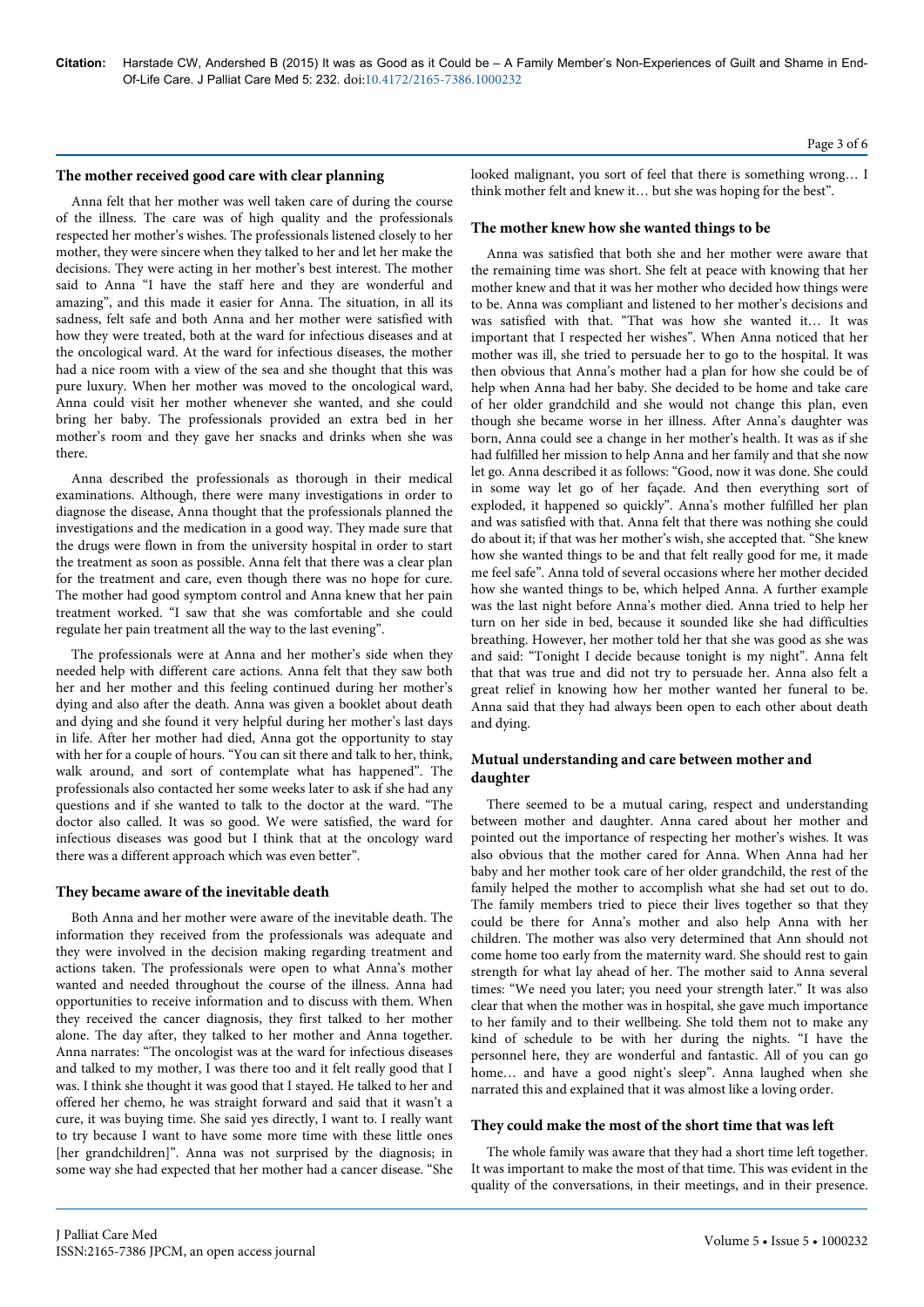### The mother received good care with clear planning

Anna felt that her mother was well taken care of during the course of the illness. The care was of high quality and the professionals respected her mother's wishes. The professionals listened closely to her mother, they were sincere when they talked to her and let her make the decisions. They were acting in her mother's best interest. The mother said to Anna "I have the staff here and they are wonderful and amazing", and this made it easier for Anna. The situation, in all its sadness, felt safe and both Anna and her mother were satisfied with how they were treated, both at the ward for infectious diseases and at the oncological ward. At the ward for infectious diseases, the mother had a nice room with a view of the sea and she thought that this was pure luxury. When her mother was moved to the oncological ward, Anna could visit her mother whenever she wanted, and she could bring her baby. The professionals provided an extra bed in her mother's room and they gave her snacks and drinks when she was there.

Anna described the professionals as thorough in their medical examinations. Although, there were many investigations in order to diagnose the disease, Anna thought that the professionals planned the investigations and the medication in a good way. They made sure that the drugs were flown in from the university hospital in order to start the treatment as soon as possible. Anna felt that there was a clear plan for the treatment and care, even though there was no hope for cure. The mother had good symptom control and Anna knew that her pain treatment worked. "I saw that she was comfortable and she could regulate her pain treatment all the way to the last evening".

The professionals were at Anna and her mother's side when they needed help with different care actions. Anna felt that they saw both her and her mother and this feeling continued during her mother's dying and also after the death. Anna was given a booklet about death and dying and she found it very helpful during her mother's last days in life. After her mother had died, Anna got the opportunity to stay with her for a couple of hours. "You can sit there and talk to her, think, walk around, and sort of contemplate what has happened". The professionals also contacted her some weeks later to ask if she had any questions and if she wanted to talk to the doctor at the ward. "The doctor also called. It was so good. We were satisfied, the ward for infectious diseases was good but I think that at the oncology ward there was a different approach which was even better".

### They became aware of the inevitable death

Both Anna and her mother were aware of the inevitable death. The information they received from the professionals was adequate and they were involved in the decision making regarding treatment and actions taken. The professionals were open to what Anna's mother wanted and needed throughout the course of the illness. Anna had opportunities to receive information and to discuss with them. When they received the cancer diagnosis, they first talked to her mother alone. The day after, they talked to her mother and Anna together. Anna narrates: "The oncologist was at the ward for infectious diseases and talked to my mother, I was there too and it felt really good that I was. I think she thought it was good that I stayed. He talked to her and offered her chemo, he was straight forward and said that it wasn't a cure, it was buying time. She said yes directly, I want to. I really want to try because I want to have some more time with these little ones [her grandchildren]". Anna was not surprised by the diagnosis; in some way she had expected that her mother had a cancer disease. "She looked malignant, you sort of feel that there is something wrong… I think mother felt and knew it… but she was hoping for the best".

### The mother knew how she wanted things to be

Anna was satisfied that both she and her mother were aware that the remaining time was short. She felt at peace with knowing that her mother knew and that it was her mother who decided how things were to be. Anna was compliant and listened to her mother's decisions and was satisfied with that. "That was how she wanted it… It was important that I respected her wishes". When Anna noticed that her mother was ill, she tried to persuade her to go to the hospital. It was then obvious that Anna's mother had a plan for how she could be of help when Anna had her baby. She decided to be home and take care of her older grandchild and she would not change this plan, even though she became worse in her illness. After Anna's daughter was born, Anna could see a change in her mother's health. It was as if she had fulfilled her mission to help Anna and her family and that she now let go. Anna described it as follows: "Good, now it was done. She could in some way let go of her façade. And then everything sort of exploded, it happened so quickly". Anna's mother fulfilled her plan and was satisfied with that. Anna felt that there was nothing she could do about it; if that was her mother's wish, she accepted that. "She knew how she wanted things to be and that felt really good for me, it made me feel safe". Anna told of several occasions where her mother decided how she wanted things to be, which helped Anna. A further example was the last night before Anna's mother died. Anna tried to help her turn on her side in bed, because it sounded like she had difficulties breathing. However, her mother told her that she was good as she was and said: "Tonight I decide because tonight is my night". Anna felt that that was true and did not try to persuade her. Anna also felt a great relief in knowing how her mother wanted her funeral to be. Anna said that they had always been open to each other about death and dying.

### Mutual understanding and care between mother and daughter

There seemed to be a mutual caring, respect and understanding between mother and daughter. Anna cared about her mother and pointed out the importance of respecting her mother's wishes. It was also obvious that the mother cared for Anna. When Anna had her baby and her mother took care of her older grandchild, the rest of the family helped the mother to accomplish what she had set out to do. The family members tried to piece their lives together so that they could be there for Anna's mother and also help Anna with her children. The mother was also very determined that Ann should not come home too early from the maternity ward. She should rest to gain strength for what lay ahead of her. The mother said to Anna several times: "We need you later; you need your strength later." It was also clear that when the mother was in hospital, she gave much importance to her family and to their wellbeing. She told them not to make any kind of schedule to be with her during the nights. "I have the personnel here, they are wonderful and fantastic. All of you can go home… and have a good night's sleep". Anna laughed when she narrated this and explained that it was almost like a loving order.

### They could make the most of the short time that was left

The whole family was aware that they had a short time left together. It was important to make the most of that time. This was evident in the quality of the conversations, in their meetings, and in their presence.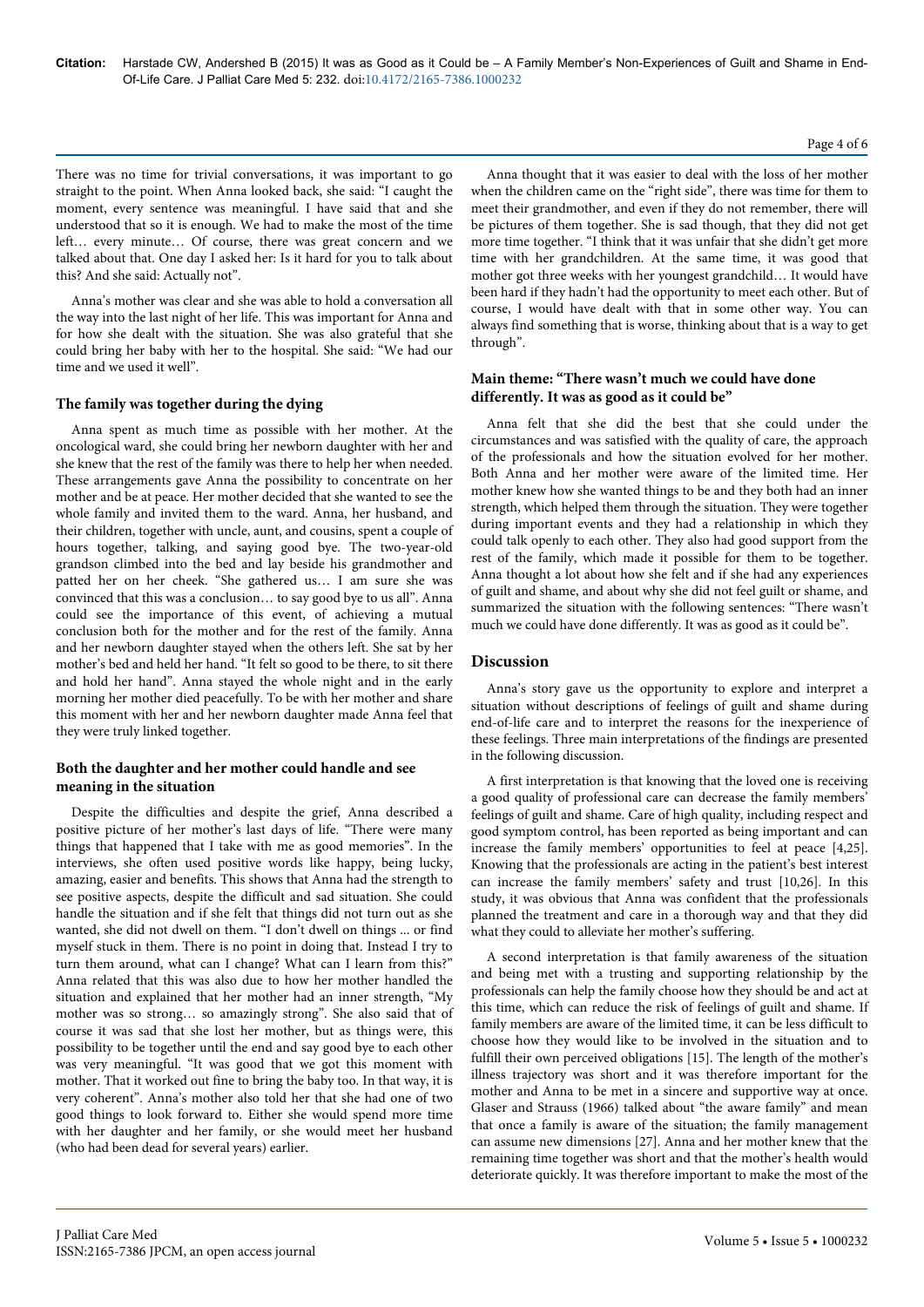There was no time for trivial conversations, it was important to go straight to the point. When Anna looked back, she said: "I caught the moment, every sentence was meaningful. I have said that and she understood that so it is enough. We had to make the most of the time left… every minute… Of course, there was great concern and we talked about that. One day I asked her: Is it hard for you to talk about this? And she said: Actually not".

Anna's mother was clear and she was able to hold a conversation all the way into the last night of her life. This was important for Anna and for how she dealt with the situation. She was also grateful that she could bring her baby with her to the hospital. She said: "We had our time and we used it well".

### The family was together during the dying

Anna spent as much time as possible with her mother. At the oncological ward, she could bring her newborn daughter with her and she knew that the rest of the family was there to help her when needed. These arrangements gave Anna the possibility to concentrate on her mother and be at peace. Her mother decided that she wanted to see the whole family and invited them to the ward. Anna, her husband, and their children, together with uncle, aunt, and cousins, spent a couple of hours together, talking, and saying good bye. The two-year-old grandson climbed into the bed and lay beside his grandmother and patted her on her cheek. "She gathered us… I am sure she was convinced that this was a conclusion… to say good bye to us all". Anna could see the importance of this event, of achieving a mutual conclusion both for the mother and for the rest of the family. Anna and her newborn daughter stayed when the others left. She sat by her mother's bed and held her hand. "It felt so good to be there, to sit there and hold her hand". Anna stayed the whole night and in the early morning her mother died peacefully. To be with her mother and share this moment with her and her newborn daughter made Anna feel that they were truly linked together.

### Both the daughter and her mother could handle and see meaning in the situation

Despite the difficulties and despite the grief, Anna described a positive picture of her mother's last days of life. "There were many things that happened that I take with me as good memories". In the interviews, she often used positive words like happy, being lucky, amazing, easier and benefits. This shows that Anna had the strength to see positive aspects, despite the difficult and sad situation. She could handle the situation and if she felt that things did not turn out as she wanted, she did not dwell on them. "I don't dwell on things ... or find myself stuck in them. There is no point in doing that. Instead I try to turn them around, what can I change? What can I learn from this?" Anna related that this was also due to how her mother handled the situation and explained that her mother had an inner strength, "My mother was so strong… so amazingly strong". She also said that of course it was sad that she lost her mother, but as things were, this possibility to be together until the end and say good bye to each other was very meaningful. "It was good that we got this moment with mother. That it worked out fine to bring the baby too. In that way, it is very coherent". Anna's mother also told her that she had one of two good things to look forward to. Either she would spend more time with her daughter and her family, or she would meet her husband (who had been dead for several years) earlier.

Anna thought that it was easier to deal with the loss of her mother when the children came on the "right side", there was time for them to meet their grandmother, and even if they do not remember, there will be pictures of them together. She is sad though, that they did not get more time together. "I think that it was unfair that she didn't get more time with her grandchildren. At the same time, it was good that mother got three weeks with her youngest grandchild… It would have been hard if they hadn't had the opportunity to meet each other. But of course, I would have dealt with that in some other way. You can always find something that is worse, thinking about that is a way to get through".

### Main theme: "There wasn't much we could have done differently. It was as good as it could be"

Anna felt that she did the best that she could under the circumstances and was satisfied with the quality of care, the approach of the professionals and how the situation evolved for her mother. Both Anna and her mother were aware of the limited time. Her mother knew how she wanted things to be and they both had an inner strength, which helped them through the situation. They were together during important events and they had a relationship in which they could talk openly to each other. They also had good support from the rest of the family, which made it possible for them to be together. Anna thought a lot about how she felt and if she had any experiences of guilt and shame, and about why she did not feel guilt or shame, and summarized the situation with the following sentences: "There wasn't much we could have done differently. It was as good as it could be".

## Discussion

Anna's story gave us the opportunity to explore and interpret a situation without descriptions of feelings of guilt and shame during end-of-life care and to interpret the reasons for the inexperience of these feelings. Three main interpretations of the findings are presented in the following discussion.

A first interpretation is that knowing that the loved one is receiving a good quality of professional care can decrease the family members' feelings of guilt and shame. Care of high quality, including respect and good symptom control, has been reported as being important and can increase the family members' opportunities to feel at peace [4,25]. Knowing that the professionals are acting in the patient's best interest can increase the family members' safety and trust [10,26]. In this study, it was obvious that Anna was confident that the professionals planned the treatment and care in a thorough way and that they did what they could to alleviate her mother's suffering.

A second interpretation is that family awareness of the situation and being met with a trusting and supporting relationship by the professionals can help the family choose how they should be and act at this time, which can reduce the risk of feelings of guilt and shame. If family members are aware of the limited time, it can be less difficult to choose how they would like to be involved in the situation and to fulfill their own perceived obligations [15]. The length of the mother's illness trajectory was short and it was therefore important for the mother and Anna to be met in a sincere and supportive way at once. Glaser and Strauss (1966) talked about "the aware family" and mean that once a family is aware of the situation; the family management can assume new dimensions [27]. Anna and her mother knew that the remaining time together was short and that the mother's health would deteriorate quickly. It was therefore important to make the most of the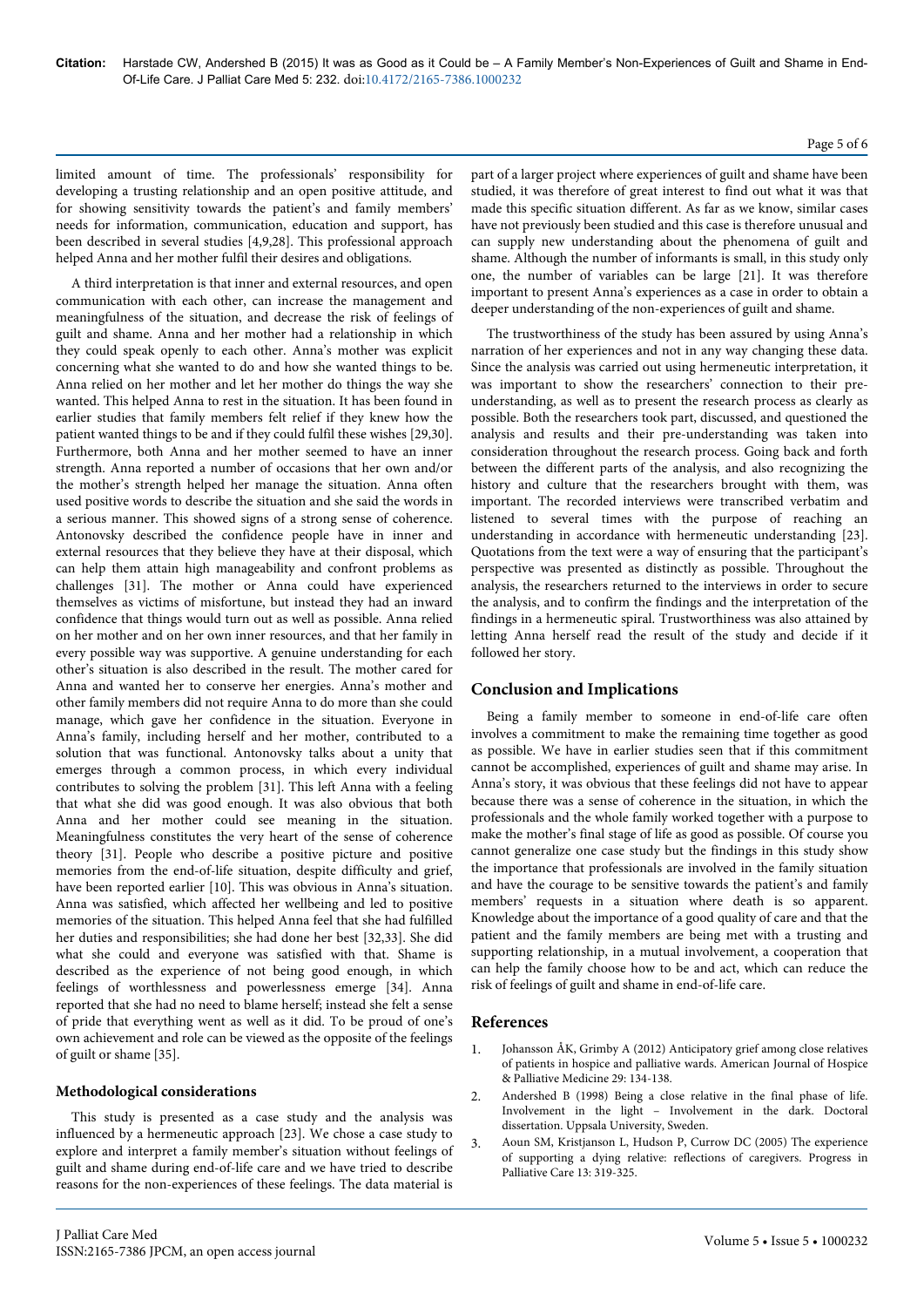limited amount of time. The professionals' responsibility for developing a trusting relationship and an open positive attitude, and for showing sensitivity towards the patient's and family members' needs for information, communication, education and support, has been described in several studies [4,9,28]. This professional approach helped Anna and her mother fulfil their desires and obligations.

A third interpretation is that inner and external resources, and open communication with each other, can increase the management and meaningfulness of the situation, and decrease the risk of feelings of guilt and shame. Anna and her mother had a relationship in which they could speak openly to each other. Anna's mother was explicit concerning what she wanted to do and how she wanted things to be. Anna relied on her mother and let her mother do things the way she wanted. This helped Anna to rest in the situation. It has been found in earlier studies that family members felt relief if they knew how the patient wanted things to be and if they could fulfil these wishes [29,30]. Furthermore, both Anna and her mother seemed to have an inner strength. Anna reported a number of occasions that her own and/or the mother's strength helped her manage the situation. Anna often used positive words to describe the situation and she said the words in a serious manner. This showed signs of a strong sense of coherence. Antonovsky described the confidence people have in inner and external resources that they believe they have at their disposal, which can help them attain high manageability and confront problems as challenges [31]. The mother or Anna could have experienced themselves as victims of misfortune, but instead they had an inward confidence that things would turn out as well as possible. Anna relied on her mother and on her own inner resources, and that her family in every possible way was supportive. A genuine understanding for each other's situation is also described in the result. The mother cared for Anna and wanted her to conserve her energies. Anna's mother and other family members did not require Anna to do more than she could manage, which gave her confidence in the situation. Everyone in Anna's family, including herself and her mother, contributed to a solution that was functional. Antonovsky talks about a unity that emerges through a common process, in which every individual contributes to solving the problem [31]. This left Anna with a feeling that what she did was good enough. It was also obvious that both Anna and her mother could see meaning in the situation. Meaningfulness constitutes the very heart of the sense of coherence theory [31]. People who describe a positive picture and positive memories from the end-of-life situation, despite difficulty and grief, have been reported earlier [10]. This was obvious in Anna's situation. Anna was satisfied, which affected her wellbeing and led to positive memories of the situation. This helped Anna feel that she had fulfilled her duties and responsibilities; she had done her best [32,33]. She did what she could and everyone was satisfied with that. Shame is described as the experience of not being good enough, in which feelings of worthlessness and powerlessness emerge [34]. Anna reported that she had no need to blame herself; instead she felt a sense of pride that everything went as well as it did. To be proud of one's own achievement and role can be viewed as the opposite of the feelings of guilt or shame [35].

### Methodological considerations

This study is presented as a case study and the analysis was influenced by a hermeneutic approach [23]. We chose a case study to explore and interpret a family member's situation without feelings of guilt and shame during end-of-life care and we have tried to describe reasons for the non-experiences of these feelings. The data material is part of a larger project where experiences of guilt and shame have been studied, it was therefore of great interest to find out what it was that made this specific situation different. As far as we know, similar cases have not previously been studied and this case is therefore unusual and can supply new understanding about the phenomena of guilt and shame. Although the number of informants is small, in this study only one, the number of variables can be large [21]. It was therefore important to present Anna's experiences as a case in order to obtain a deeper understanding of the non-experiences of guilt and shame.

The trustworthiness of the study has been assured by using Anna's narration of her experiences and not in any way changing these data. Since the analysis was carried out using hermeneutic interpretation, it was important to show the researchers' connection to their pre-understanding, as well as to present the research process as clearly as possible. Both the researchers took part, discussed, and questioned the analysis and results and their pre-understanding was taken into consideration throughout the research process. Going back and forth between the different parts of the analysis, and also recognizing the history and culture that the researchers brought with them, was important. The recorded interviews were transcribed verbatim and listened to several times with the purpose of reaching an understanding in accordance with hermeneutic understanding [23]. Quotations from the text were a way of ensuring that the participant's perspective was presented as distinctly as possible. Throughout the analysis, the researchers returned to the interviews in order to secure the analysis, and to confirm the findings and the interpretation of the findings in a hermeneutic spiral. Trustworthiness was also attained by letting Anna herself read the result of the study and decide if it followed her story.

## Conclusion and Implications

Being a family member to someone in end-of-life care often involves a commitment to make the remaining time together as good as possible. We have in earlier studies seen that if this commitment cannot be accomplished, experiences of guilt and shame may arise. In Anna's story, it was obvious that these feelings did not have to appear because there was a sense of coherence in the situation, in which the professionals and the whole family worked together with a purpose to make the mother's final stage of life as good as possible. Of course you cannot generalize one case study but the findings in this study show the importance that professionals are involved in the family situation and have the courage to be sensitive towards the patient's and family members' requests in a situation where death is so apparent. Knowledge about the importance of a good quality of care and that the patient and the family members are being met with a trusting and supporting relationship, in a mutual involvement, a cooperation that can help the family choose how to be and act, which can reduce the risk of feelings of guilt and shame in end-of-life care.

## References

1. Johansson ÅK, Grimby A (2012) Anticipatory grief among close relatives of patients in hospice and palliative wards. American Journal of Hospice & Palliative Medicine 29: 134-138.
2. Andershed B (1998) Being a close relative in the final phase of life. Involvement in the light – Involvement in the dark. Doctoral dissertation. Uppsala University, Sweden.
3. Aoun SM, Kristjanson L, Hudson P, Currow DC (2005) The experience of supporting a dying relative: reflections of caregivers. Progress in Palliative Care 13: 319-325.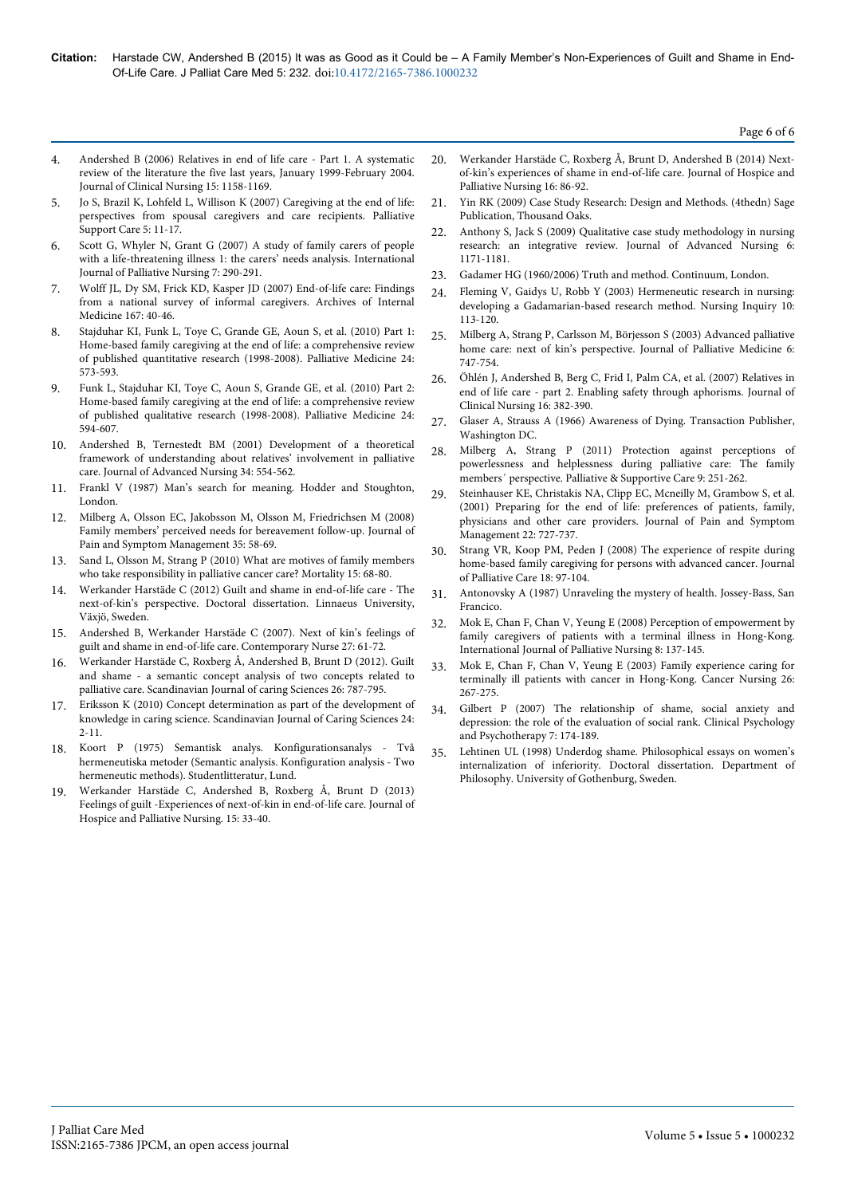4. Andershed B (2006) Relatives in end of life care - Part 1. A systematic review of the literature the five last years, January 1999-February 2004. Journal of Clinical Nursing 15: 1158-1169.
5. Jo S, Brazil K, Lohfeld L, Willison K (2007) Caregiving at the end of life: perspectives from spousal caregivers and care recipients. Palliative Support Care 5: 11-17.
6. Scott G, Whyler N, Grant G (2007) A study of family carers of people with a life-threatening illness 1: the carers' needs analysis. International Journal of Palliative Nursing 7: 290-291.
7. Wolff JL, Dy SM, Frick KD, Kasper JD (2007) End-of-life care: Findings from a national survey of informal caregivers. Archives of Internal Medicine 167: 40-46.
8. Stajduhar KI, Funk L, Toye C, Grande GE, Aoun S, et al. (2010) Part 1: Home-based family caregiving at the end of life: a comprehensive review of published quantitative research (1998-2008). Palliative Medicine 24: 573-593.
9. Funk L, Stajduhar KI, Toye C, Aoun S, Grande GE, et al. (2010) Part 2: Home-based family caregiving at the end of life: a comprehensive review of published qualitative research (1998-2008). Palliative Medicine 24: 594-607.
10. Andershed B, Ternestedt BM (2001) Development of a theoretical framework of understanding about relatives' involvement in palliative care. Journal of Advanced Nursing 34: 554-562.
11. Frankl V (1987) Man's search for meaning. Hodder and Stoughton, London.
12. Milberg A, Olsson EC, Jakobsson M, Olsson M, Friedrichsen M (2008) Family members' perceived needs for bereavement follow-up. Journal of Pain and Symptom Management 35: 58-69.
13. Sand L, Olsson M, Strang P (2010) What are motives of family members who take responsibility in palliative cancer care? Mortality 15: 68-80.
14. Werkander Harstäde C (2012) Guilt and shame in end-of-life care - The next-of-kin's perspective. Doctoral dissertation. Linnaeus University, Växjö, Sweden.
15. Andershed B, Werkander Harstäde C (2007). Next of kin's feelings of guilt and shame in end-of-life care. Contemporary Nurse 27: 61-72.
16. Werkander Harstäde C, Roxberg Å, Andershed B, Brunt D (2012). Guilt and shame - a semantic concept analysis of two concepts related to palliative care. Scandinavian Journal of caring Sciences 26: 787-795.
17. Eriksson K (2010) Concept determination as part of the development of knowledge in caring science. Scandinavian Journal of Caring Sciences 24: 2-11.
18. Koort P (1975) Semantisk analys. Konfigurationsanalys - Två hermeneutiska metoder (Semantic analysis. Konfiguration analysis - Two hermeneutic methods). Studentlitteratur, Lund.
19. Werkander Harstäde C, Andershed B, Roxberg Å, Brunt D (2013) Feelings of guilt -Experiences of next-of-kin in end-of-life care. Journal of Hospice and Palliative Nursing. 15: 33-40.
20. Werkander Harstäde C, Roxberg Å, Brunt D, Andershed B (2014) Next-of-kin's experiences of shame in end-of-life care. Journal of Hospice and Palliative Nursing 16: 86-92.
21. Yin RK (2009) Case Study Research: Design and Methods. (4thedn) Sage Publication, Thousand Oaks.
22. Anthony S, Jack S (2009) Qualitative case study methodology in nursing research: an integrative review. Journal of Advanced Nursing 6: 1171-1181.
23. Gadamer HG (1960/2006) Truth and method. Continuum, London.
24. Fleming V, Gaidys U, Robb Y (2003) Hermeneutic research in nursing: developing a Gadamarian-based research method. Nursing Inquiry 10: 113-120.
25. Milberg A, Strang P, Carlsson M, Börjesson S (2003) Advanced palliative home care: next of kin's perspective. Journal of Palliative Medicine 6: 747-754.
26. Öhlén J, Andershed B, Berg C, Frid I, Palm CA, et al. (2007) Relatives in end of life care - part 2. Enabling safety through aphorisms. Journal of Clinical Nursing 16: 382-390.
27. Glaser A, Strauss A (1966) Awareness of Dying. Transaction Publisher, Washington DC.
28. Milberg A, Strang P (2011) Protection against perceptions of powerlessness and helplessness during palliative care: The family members´ perspective. Palliative & Supportive Care 9: 251-262.
29. Steinhauser KE, Christakis NA, Clipp EC, Mcneilly M, Grambow S, et al. (2001) Preparing for the end of life: preferences of patients, family, physicians and other care providers. Journal of Pain and Symptom Management 22: 727-737.
30. Strang VR, Koop PM, Peden J (2008) The experience of respite during home-based family caregiving for persons with advanced cancer. Journal of Palliative Care 18: 97-104.
31. Antonovsky A (1987) Unraveling the mystery of health. Jossey-Bass, San Francico.
32. Mok E, Chan F, Chan V, Yeung E (2008) Perception of empowerment by family caregivers of patients with a terminal illness in Hong-Kong. International Journal of Palliative Nursing 8: 137-145.
33. Mok E, Chan F, Chan V, Yeung E (2003) Family experience caring for terminally ill patients with cancer in Hong-Kong. Cancer Nursing 26: 267-275.
34. Gilbert P (2007) The relationship of shame, social anxiety and depression: the role of the evaluation of social rank. Clinical Psychology and Psychotherapy 7: 174-189.
35. Lehtinen UL (1998) Underdog shame. Philosophical essays on women's internalization of inferiority. Doctoral dissertation. Department of Philosophy. University of Gothenburg, Sweden.